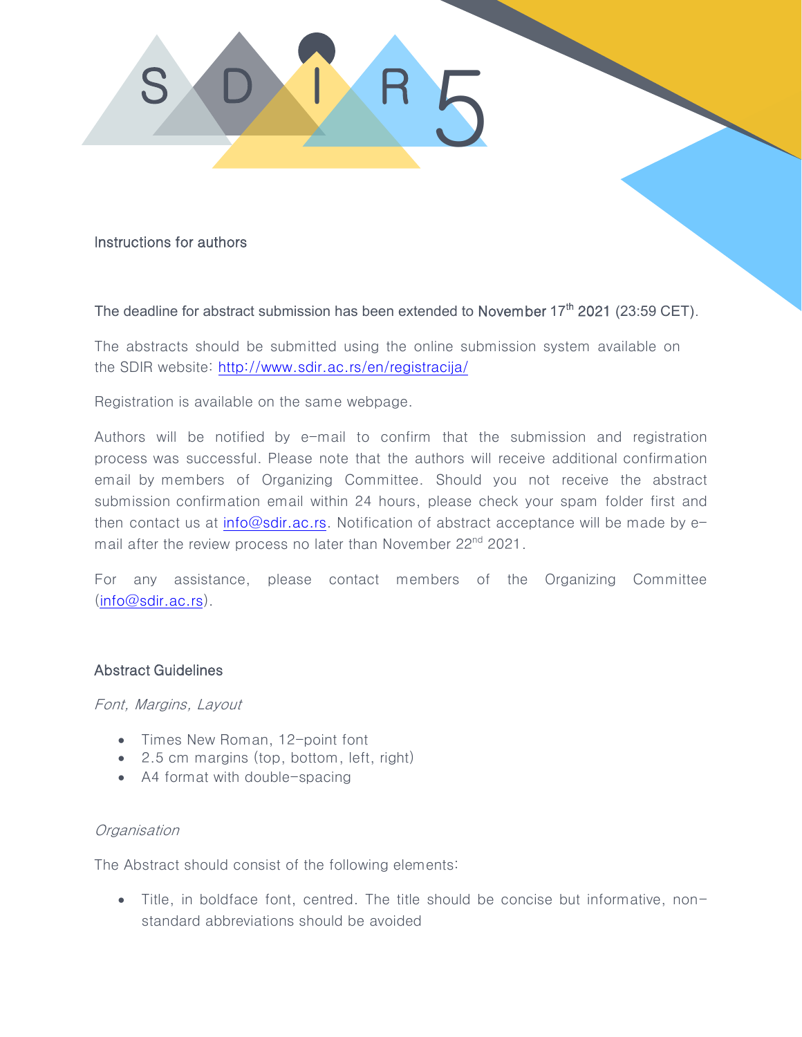# SDIR 5

## Instructions for authors

The deadline for abstract submission has been extended to November 17th 2021 (23:59 CET).

The abstracts should be submitted using the online submission system available on the SDIR website: [http://www.sdir.ac.rs/en/registracija/](http://www.sdir.ac.rs/en/registracija/)

Registration is available on the same webpage.

Authors will be notified by e-mail to confirm that the submission and registration process was successful. Please note that the authors will receive additional confirmation email by members of Organizing Committee. Should you not receive the abstract submission confirmation email within 24 hours, please check your spam folder first and then contact us at [info@sdir.ac.rs](mailto:info@sdir.ac.rs). Notification of abstract acceptance will be made by e-mail after the review process no later than November 22nd 2021.

For any assistance, please contact members of the Organizing Committee ([info@sdir.ac.rs](mailto:info@sdir.ac.rs)).

## Abstract Guidelines

*Font, Margins, Layout*

- Times New Roman, 12-point font
- 2.5 cm margins (top, bottom, left, right)
- A4 format with double-spacing

*Organisation*

The Abstract should consist of the following elements:

- Title, in boldface font, centred. The title should be concise but informative, non-standard abbreviations should be avoided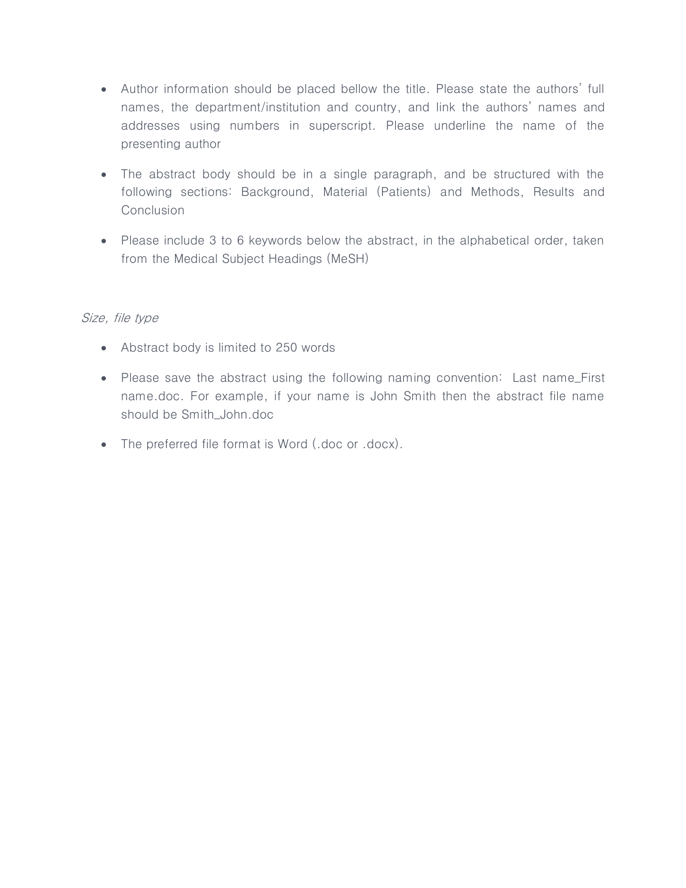- Author information should be placed bellow the title. Please state the authors' full names, the department/institution and country, and link the authors' names and addresses using numbers in superscript. Please underline the name of the presenting author

- The abstract body should be in a single paragraph, and be structured with the following sections: Background, Material (Patients) and Methods, Results and Conclusion

- Please include 3 to 6 keywords below the abstract, in the alphabetical order, taken from the Medical Subject Headings (MeSH)

*Size, file type*

- Abstract body is limited to 250 words

- Please save the abstract using the following naming convention: Last name_First name.doc. For example, if your name is John Smith then the abstract file name should be Smith_John.doc

- The preferred file format is Word (.doc or .docx).